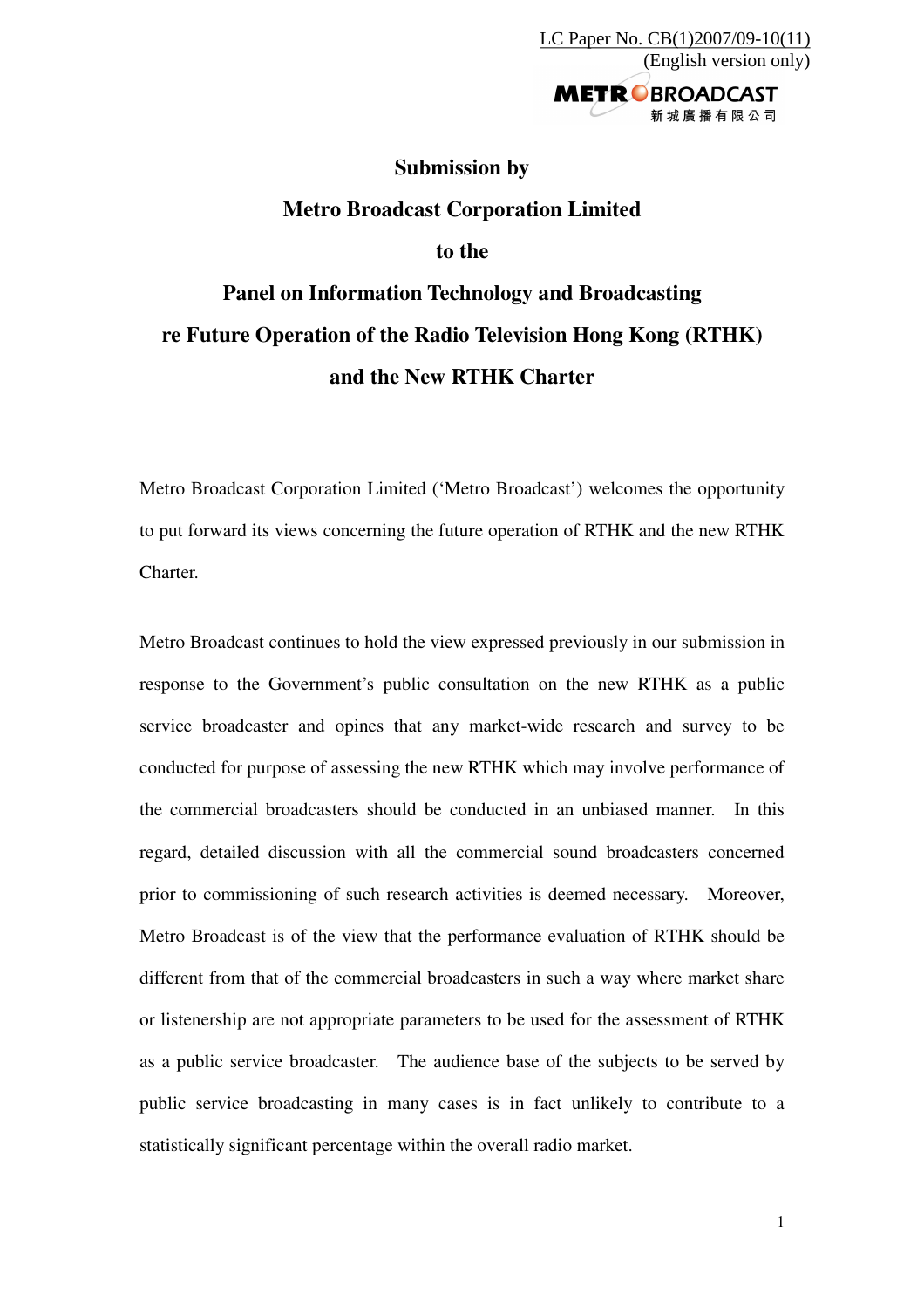LC Paper No. CB(1)2007/09-10(11)
(English version only)

METRO BROADCAST 新城廣播有限公司

# Submission by
# Metro Broadcast Corporation Limited
# to the
# Panel on Information Technology and Broadcasting
# re Future Operation of the Radio Television Hong Kong (RTHK) and the New RTHK Charter

Metro Broadcast Corporation Limited ('Metro Broadcast') welcomes the opportunity to put forward its views concerning the future operation of RTHK and the new RTHK Charter.

Metro Broadcast continues to hold the view expressed previously in our submission in response to the Government's public consultation on the new RTHK as a public service broadcaster and opines that any market-wide research and survey to be conducted for purpose of assessing the new RTHK which may involve performance of the commercial broadcasters should be conducted in an unbiased manner. In this regard, detailed discussion with all the commercial sound broadcasters concerned prior to commissioning of such research activities is deemed necessary. Moreover, Metro Broadcast is of the view that the performance evaluation of RTHK should be different from that of the commercial broadcasters in such a way where market share or listenership are not appropriate parameters to be used for the assessment of RTHK as a public service broadcaster. The audience base of the subjects to be served by public service broadcasting in many cases is in fact unlikely to contribute to a statistically significant percentage within the overall radio market.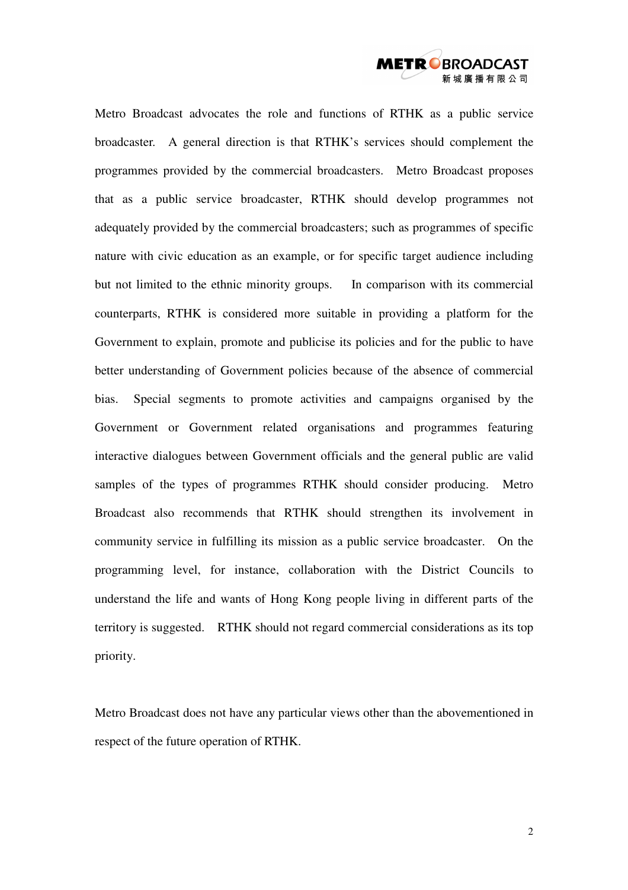Metro Broadcast advocates the role and functions of RTHK as a public service broadcaster. A general direction is that RTHK's services should complement the programmes provided by the commercial broadcasters. Metro Broadcast proposes that as a public service broadcaster, RTHK should develop programmes not adequately provided by the commercial broadcasters; such as programmes of specific nature with civic education as an example, or for specific target audience including but not limited to the ethnic minority groups. In comparison with its commercial counterparts, RTHK is considered more suitable in providing a platform for the Government to explain, promote and publicise its policies and for the public to have better understanding of Government policies because of the absence of commercial bias. Special segments to promote activities and campaigns organised by the Government or Government related organisations and programmes featuring interactive dialogues between Government officials and the general public are valid samples of the types of programmes RTHK should consider producing. Metro Broadcast also recommends that RTHK should strengthen its involvement in community service in fulfilling its mission as a public service broadcaster. On the programming level, for instance, collaboration with the District Councils to understand the life and wants of Hong Kong people living in different parts of the territory is suggested. RTHK should not regard commercial considerations as its top priority.

Metro Broadcast does not have any particular views other than the abovementioned in respect of the future operation of RTHK.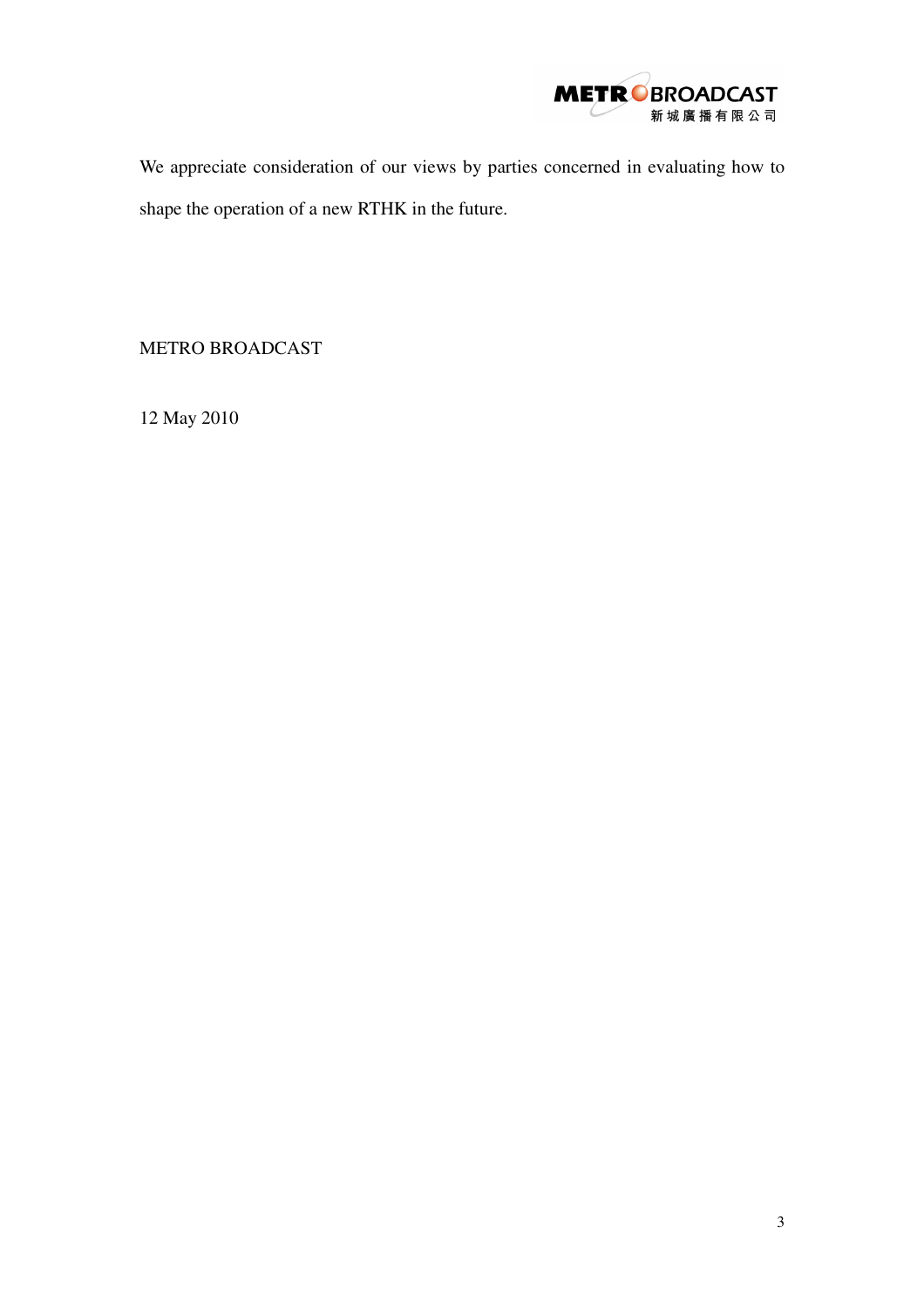We appreciate consideration of our views by parties concerned in evaluating how to shape the operation of a new RTHK in the future.

METRO BROADCAST

12 May 2010